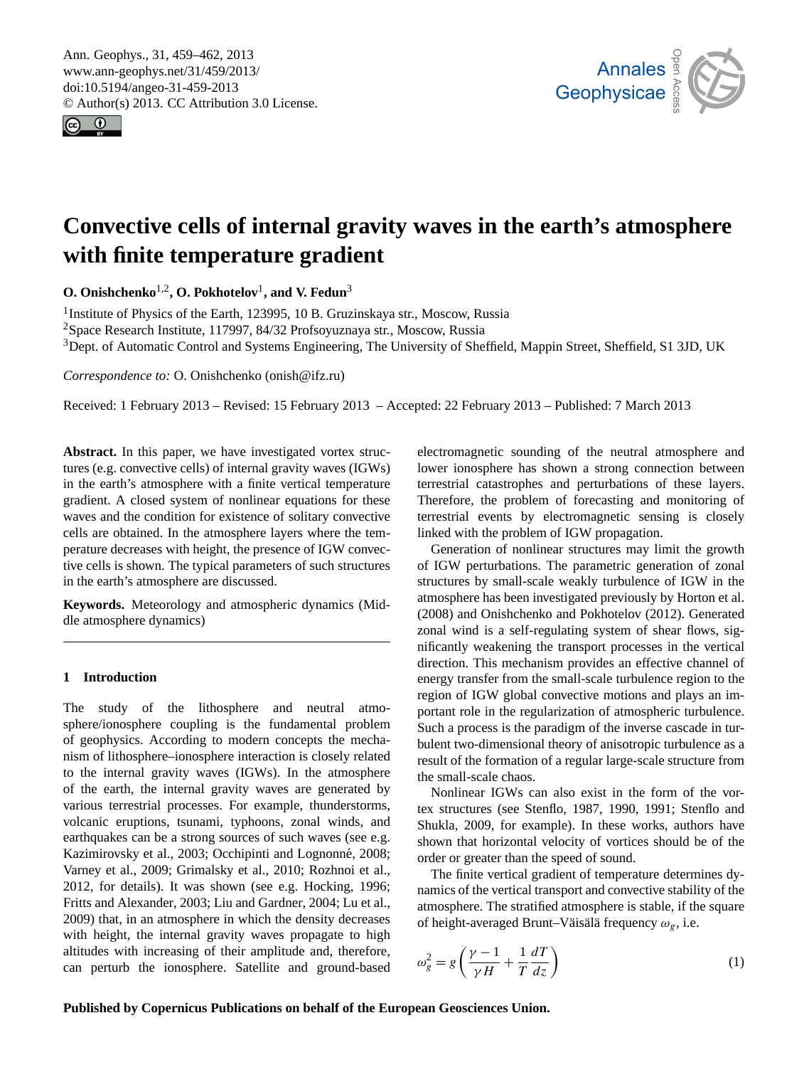# Convective cells of internal gravity waves in the earth's atmosphere with finite temperature gradient

**O. Onishchenko**[1,2], **O. Pokhotelov**[1], **and V. Fedun**[3]

[1]Institute of Physics of the Earth, 123995, 10 B. Gruzinskaya str., Moscow, Russia

[2]Space Research Institute, 117997, 84/32 Profsoyuznaya str., Moscow, Russia

[3]Dept. of Automatic Control and Systems Engineering, The University of Sheffield, Mappin Street, Sheffield, S1 3JD, UK

*Correspondence to:* O. Onishchenko (onish@ifz.ru)

Received: 1 February 2013 – Revised: 15 February 2013 – Accepted: 22 February 2013 – Published: 7 March 2013

**Abstract.** In this paper, we have investigated vortex structures (e.g. convective cells) of internal gravity waves (IGWs) in the earth's atmosphere with a finite vertical temperature gradient. A closed system of nonlinear equations for these waves and the condition for existence of solitary convective cells are obtained. In the atmosphere layers where the temperature decreases with height, the presence of IGW convective cells is shown. The typical parameters of such structures in the earth's atmosphere are discussed.

**Keywords.** Meteorology and atmospheric dynamics (Middle atmosphere dynamics)

## 1 Introduction

The study of the lithosphere and neutral atmosphere/ionosphere coupling is the fundamental problem of geophysics. According to modern concepts the mechanism of lithosphere–ionosphere interaction is closely related to the internal gravity waves (IGWs). In the atmosphere of the earth, the internal gravity waves are generated by various terrestrial processes. For example, thunderstorms, volcanic eruptions, tsunami, typhoons, zonal winds, and earthquakes can be a strong sources of such waves (see e.g. Kazimirovsky et al., 2003; Occhipinti and Lognonné, 2008; Varney et al., 2009; Grimalsky et al., 2010; Rozhnoi et al., 2012, for details). It was shown (see e.g. Hocking, 1996; Fritts and Alexander, 2003; Liu and Gardner, 2004; Lu et al., 2009) that, in an atmosphere in which the density decreases with height, the internal gravity waves propagate to high altitudes with increasing of their amplitude and, therefore, can perturb the ionosphere. Satellite and ground-based electromagnetic sounding of the neutral atmosphere and lower ionosphere has shown a strong connection between terrestrial catastrophes and perturbations of these layers. Therefore, the problem of forecasting and monitoring of terrestrial events by electromagnetic sensing is closely linked with the problem of IGW propagation.

Generation of nonlinear structures may limit the growth of IGW perturbations. The parametric generation of zonal structures by small-scale weakly turbulence of IGW in the atmosphere has been investigated previously by Horton et al. (2008) and Onishchenko and Pokhotelov (2012). Generated zonal wind is a self-regulating system of shear flows, significantly weakening the transport processes in the vertical direction. This mechanism provides an effective channel of energy transfer from the small-scale turbulence region to the region of IGW global convective motions and plays an important role in the regularization of atmospheric turbulence. Such a process is the paradigm of the inverse cascade in turbulent two-dimensional theory of anisotropic turbulence as a result of the formation of a regular large-scale structure from the small-scale chaos.

Nonlinear IGWs can also exist in the form of the vortex structures (see Stenflo, 1987, 1990, 1991; Stenflo and Shukla, 2009, for example). In these works, authors have shown that horizontal velocity of vortices should be of the order or greater than the speed of sound.

The finite vertical gradient of temperature determines dynamics of the vertical transport and convective stability of the atmosphere. The stratified atmosphere is stable, if the square of height-averaged Brunt–Väisälä frequency $\omega_g$, i.e.

$$\omega_g^2 = g\left(\frac{\gamma - 1}{\gamma H} + \frac{1}{T}\frac{dT}{dz}\right) \tag{1}$$

**Published by Copernicus Publications on behalf of the European Geosciences Union.**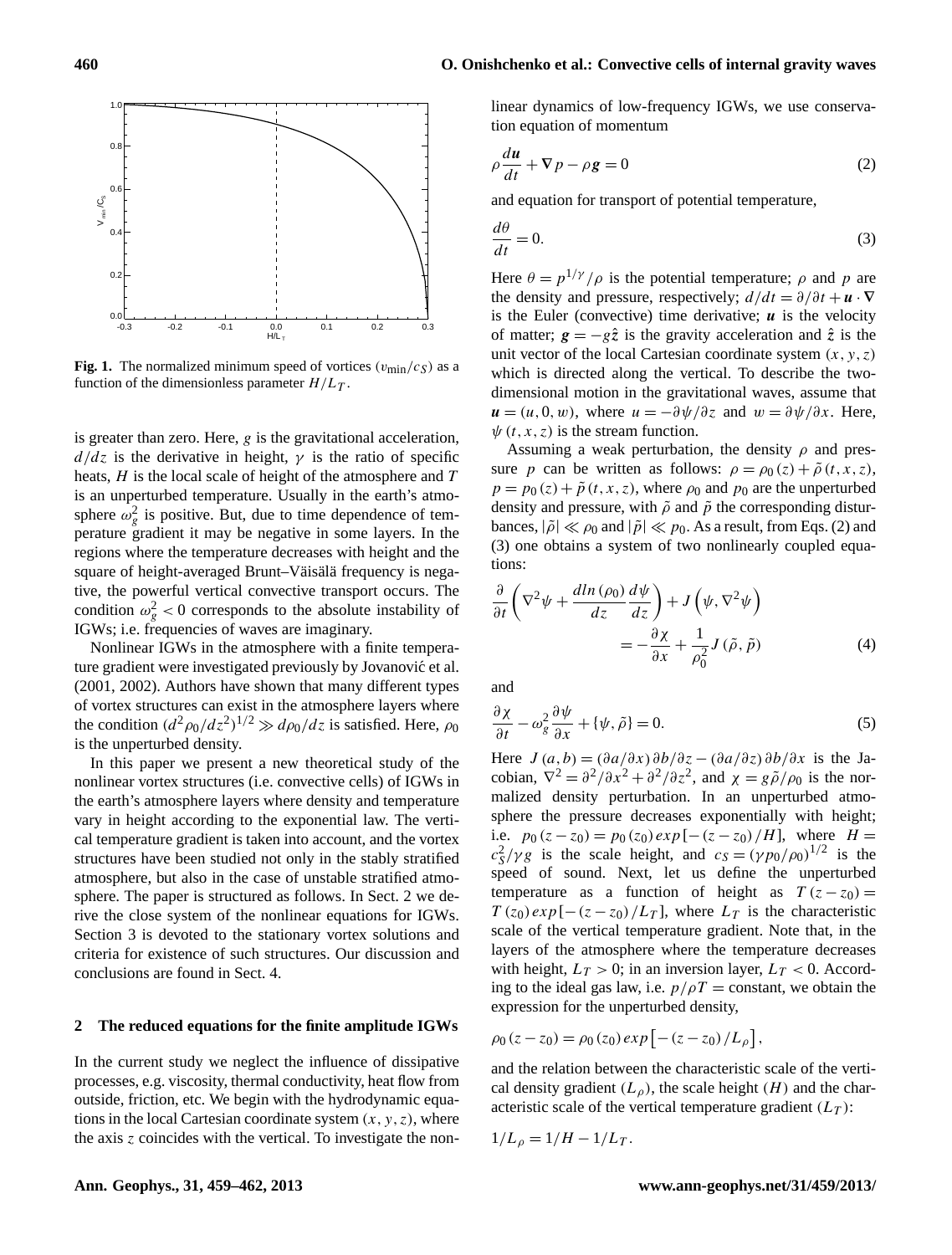**Fig. 1.** The normalized minimum speed of vortices ($v_{\min}/c_S$) as a function of the dimensionless parameter $H/L_T$.

is greater than zero. Here, $g$ is the gravitational acceleration, $d/dz$ is the derivative in height, $\gamma$ is the ratio of specific heats, $H$ is the local scale of height of the atmosphere and $T$ is an unperturbed temperature. Usually in the earth's atmosphere $\omega_g^2$ is positive. But, due to time dependence of temperature gradient it may be negative in some layers. In the regions where the temperature decreases with height and the square of height-averaged Brunt–Väisälä frequency is negative, the powerful vertical convective transport occurs. The condition $\omega_g^2 < 0$ corresponds to the absolute instability of IGWs; i.e. frequencies of waves are imaginary.

Nonlinear IGWs in the atmosphere with a finite temperature gradient were investigated previously by Jovanović et al. (2001, 2002). Authors have shown that many different types of vortex structures can exist in the atmosphere layers where the condition $(d^2\rho_0/dz^2)^{1/2} \gg d\rho_0/dz$ is satisfied. Here, $\rho_0$ is the unperturbed density.

In this paper we present a new theoretical study of the nonlinear vortex structures (i.e. convective cells) of IGWs in the earth's atmosphere layers where density and temperature vary in height according to the exponential law. The vertical temperature gradient is taken into account, and the vortex structures have been studied not only in the stably stratified atmosphere, but also in the case of unstable stratified atmosphere. The paper is structured as follows. In Sect. 2 we derive the close system of the nonlinear equations for IGWs. Section 3 is devoted to the stationary vortex solutions and criteria for existence of such structures. Our discussion and conclusions are found in Sect. 4.

## 2 The reduced equations for the finite amplitude IGWs

In the current study we neglect the influence of dissipative processes, e.g. viscosity, thermal conductivity, heat flow from outside, friction, etc. We begin with the hydrodynamic equations in the local Cartesian coordinate system $(x, y, z)$, where the axis $z$ coincides with the vertical. To investigate the nonlinear dynamics of low-frequency IGWs, we use conservation equation of momentum

$$\rho \frac{d\boldsymbol{u}}{dt} + \nabla p - \rho \boldsymbol{g} = 0 \tag{2}$$

and equation for transport of potential temperature,

$$\frac{d\theta}{dt} = 0. \tag{3}$$

Here $\theta = p^{1/\gamma}/\rho$ is the potential temperature; $\rho$ and $p$ are the density and pressure, respectively; $d/dt = \partial/\partial t + \boldsymbol{u}\cdot\nabla$ is the Euler (convective) time derivative; $\boldsymbol{u}$ is the velocity of matter; $\boldsymbol{g} = -g\hat{\boldsymbol{z}}$ is the gravity acceleration and $\hat{\boldsymbol{z}}$ is the unit vector of the local Cartesian coordinate system $(x, y, z)$ which is directed along the vertical. To describe the two-dimensional motion in the gravitational waves, assume that $\boldsymbol{u} = (u, 0, w)$, where $u = -\partial\psi/\partial z$ and $w = \partial\psi/\partial x$. Here, $\psi(t, x, z)$ is the stream function.

Assuming a weak perturbation, the density $\rho$ and pressure $p$ can be written as follows: $\rho = \rho_0(z) + \tilde{\rho}(t, x, z)$, $p = p_0(z) + \tilde{p}(t, x, z)$, where $\rho_0$ and $p_0$ are the unperturbed density and pressure, with $\tilde{\rho}$ and $\tilde{p}$ the corresponding disturbances, $|\tilde{\rho}| \ll \rho_0$ and $|\tilde{p}| \ll p_0$. As a result, from Eqs. (2) and (3) one obtains a system of two nonlinearly coupled equations:

$$\frac{\partial}{\partial t}\left(\nabla^2\psi + \frac{dln(\rho_0)}{dz}\frac{d\psi}{dz}\right) + J\left(\psi, \nabla^2\psi\right) = -\frac{\partial\chi}{\partial x} + \frac{1}{\rho_0^2} J(\tilde{\rho}, \tilde{p}) \tag{4}$$

and

$$\frac{\partial\chi}{\partial t} - \omega_g^2\frac{\partial\psi}{\partial x} + \{\psi, \tilde{\rho}\} = 0. \tag{5}$$

Here $J(a, b) = (\partial a/\partial x)\,\partial b/\partial z - (\partial a/\partial z)\,\partial b/\partial x$ is the Jacobian, $\nabla^2 = \partial^2/\partial x^2 + \partial^2/\partial z^2$, and $\chi = g\tilde{\rho}/\rho_0$ is the normalized density perturbation. In an unperturbed atmosphere the pressure decreases exponentially with height; i.e. $p_0(z - z_0) = p_0(z_0)\,exp[-(z - z_0)/H]$, where $H = c_S^2/\gamma g$ is the scale height, and $c_S = (\gamma p_0/\rho_0)^{1/2}$ is the speed of sound. Next, let us define the unperturbed temperature as a function of height as $T(z - z_0) = T(z_0)\,exp[-(z - z_0)/L_T]$, where $L_T$ is the characteristic scale of the vertical temperature gradient. Note that, in the layers of the atmosphere where the temperature decreases with height, $L_T > 0$; in an inversion layer, $L_T < 0$. According to the ideal gas law, i.e. $p/\rho T$ = constant, we obtain the expression for the unperturbed density,

$$\rho_0(z - z_0) = \rho_0(z_0)\,exp\left[-(z - z_0)/L_\rho\right],$$

and the relation between the characteristic scale of the vertical density gradient ($L_\rho$), the scale height ($H$) and the characteristic scale of the vertical temperature gradient ($L_T$):

$$1/L_\rho = 1/H - 1/L_T.$$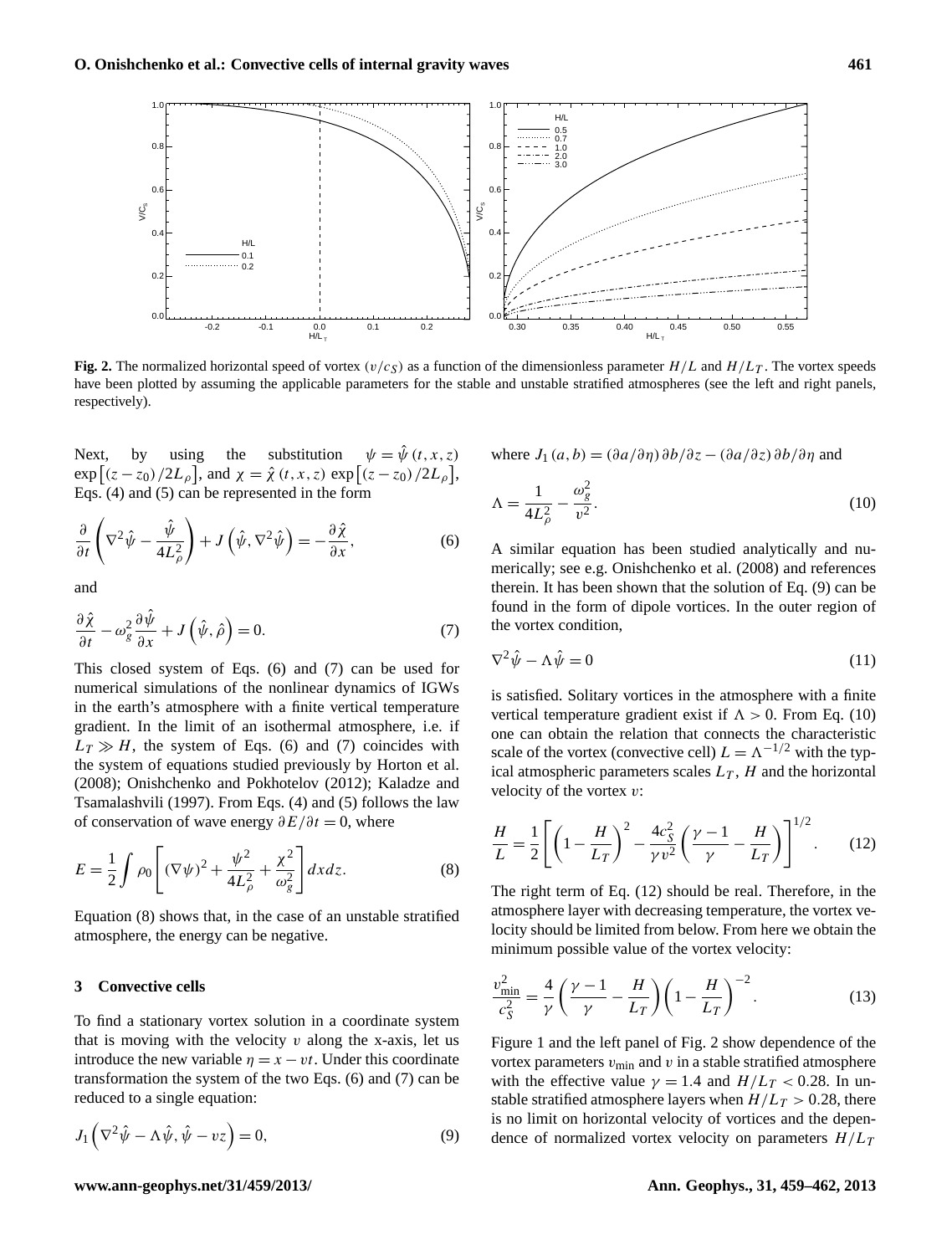**Fig. 2.** The normalized horizontal speed of vortex $(v/c_S)$ as a function of the dimensionless parameter $H/L$ and $H/L_T$. The vortex speeds have been plotted by assuming the applicable parameters for the stable and unstable stratified atmospheres (see the left and right panels, respectively).

Next, by using the substitution $\psi = \hat{\psi}(t,x,z) \exp\left[(z - z_0)/2L_\rho\right]$, and $\chi = \hat{\chi}(t,x,z) \exp\left[(z - z_0)/2L_\rho\right]$, Eqs. (4) and (5) can be represented in the form

$$\frac{\partial}{\partial t}\left(\nabla^2\hat{\psi} - \frac{\hat{\psi}}{4L_\rho^2}\right) + J\left(\hat{\psi}, \nabla^2\hat{\psi}\right) = -\frac{\partial\hat{\chi}}{\partial x}, \quad (6)$$

and

$$\frac{\partial\hat{\chi}}{\partial t} - \omega_g^2\frac{\partial\hat{\psi}}{\partial x} + J\left(\hat{\psi}, \hat{\rho}\right) = 0. \quad (7)$$

This closed system of Eqs. (6) and (7) can be used for numerical simulations of the nonlinear dynamics of IGWs in the earth's atmosphere with a finite vertical temperature gradient. In the limit of an isothermal atmosphere, i.e. if $L_T \gg H$, the system of Eqs. (6) and (7) coincides with the system of equations studied previously by Horton et al. (2008); Onishchenko and Pokhotelov (2012); Kaladze and Tsamalashvili (1997). From Eqs. (4) and (5) follows the law of conservation of wave energy $\partial E/\partial t = 0$, where

$$E = \frac{1}{2}\int \rho_0\left[(\nabla\psi)^2 + \frac{\psi^2}{4L_\rho^2} + \frac{\chi^2}{\omega_g^2}\right]dxdz. \quad (8)$$

Equation (8) shows that, in the case of an unstable stratified atmosphere, the energy can be negative.

## 3 Convective cells

To find a stationary vortex solution in a coordinate system that is moving with the velocity $v$ along the x-axis, let us introduce the new variable $\eta = x - vt$. Under this coordinate transformation the system of the two Eqs. (6) and (7) can be reduced to a single equation:

$$J_1\left(\nabla^2\hat{\psi} - \Lambda\hat{\psi}, \hat{\psi} - vz\right) = 0, \quad (9)$$

where $J_1(a,b) = (\partial a/\partial\eta)\,\partial b/\partial z - (\partial a/\partial z)\,\partial b/\partial\eta$ and

$$\Lambda = \frac{1}{4L_\rho^2} - \frac{\omega_g^2}{v^2}. \quad (10)$$

A similar equation has been studied analytically and numerically; see e.g. Onishchenko et al. (2008) and references therein. It has been shown that the solution of Eq. (9) can be found in the form of dipole vortices. In the outer region of the vortex condition,

$$\nabla^2\hat{\psi} - \Lambda\hat{\psi} = 0 \quad (11)$$

is satisfied. Solitary vortices in the atmosphere with a finite vertical temperature gradient exist if $\Lambda > 0$. From Eq. (10) one can obtain the relation that connects the characteristic scale of the vortex (convective cell) $L = \Lambda^{-1/2}$ with the typical atmospheric parameters scales $L_T$, $H$ and the horizontal velocity of the vortex $v$:

$$\frac{H}{L} = \frac{1}{2}\left[\left(1 - \frac{H}{L_T}\right)^2 - \frac{4c_S^2}{\gamma v^2}\left(\frac{\gamma - 1}{\gamma} - \frac{H}{L_T}\right)\right]^{1/2}. \quad (12)$$

The right term of Eq. (12) should be real. Therefore, in the atmosphere layer with decreasing temperature, the vortex velocity should be limited from below. From here we obtain the minimum possible value of the vortex velocity:

$$\frac{v_{\min}^2}{c_S^2} = \frac{4}{\gamma}\left(\frac{\gamma - 1}{\gamma} - \frac{H}{L_T}\right)\left(1 - \frac{H}{L_T}\right)^{-2}. \quad (13)$$

Figure 1 and the left panel of Fig. 2 show dependence of the vortex parameters $v_{\min}$ and $v$ in a stable stratified atmosphere with the effective value $\gamma = 1.4$ and $H/L_T < 0.28$. In unstable stratified atmosphere layers when $H/L_T > 0.28$, there is no limit on horizontal velocity of vortices and the dependence of normalized vortex velocity on parameters $H/L_T$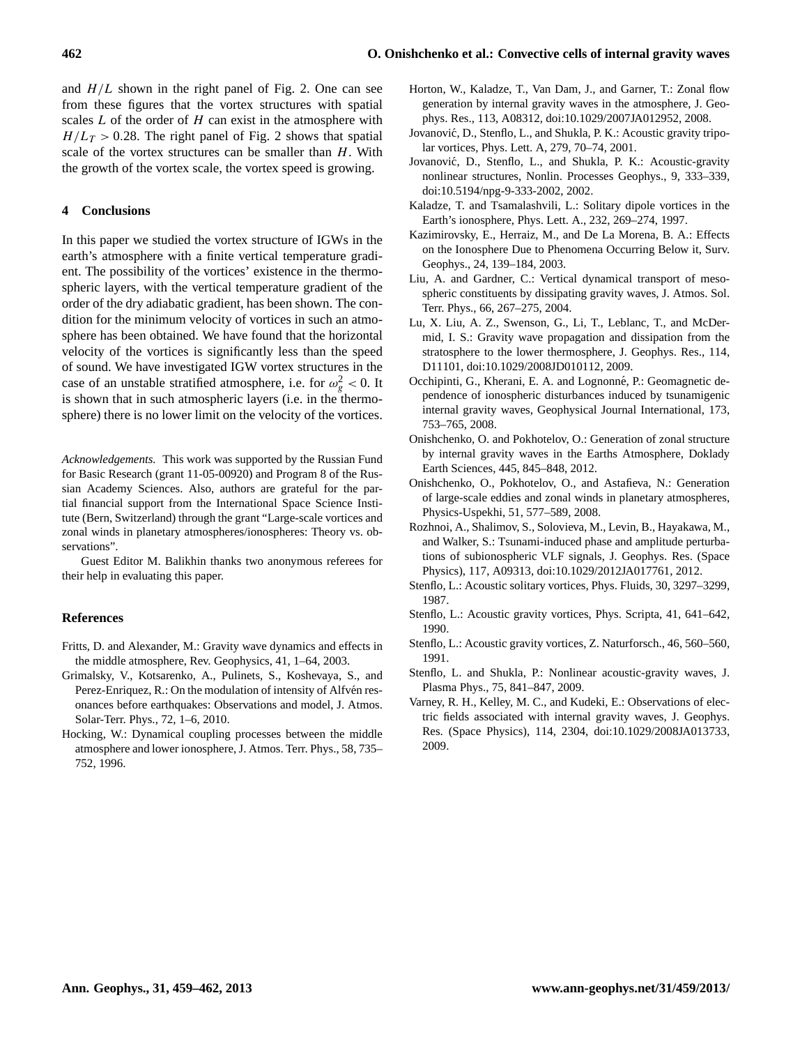and $H/L$ shown in the right panel of Fig. 2. One can see from these figures that the vortex structures with spatial scales $L$ of the order of $H$ can exist in the atmosphere with $H/L_T > 0.28$. The right panel of Fig. 2 shows that spatial scale of the vortex structures can be smaller than $H$. With the growth of the vortex scale, the vortex speed is growing.

## 4 Conclusions

In this paper we studied the vortex structure of IGWs in the earth's atmosphere with a finite vertical temperature gradient. The possibility of the vortices' existence in the thermospheric layers, with the vertical temperature gradient of the order of the dry adiabatic gradient, has been shown. The condition for the minimum velocity of vortices in such an atmosphere has been obtained. We have found that the horizontal velocity of the vortices is significantly less than the speed of sound. We have investigated IGW vortex structures in the case of an unstable stratified atmosphere, i.e. for $\omega_g^2 < 0$. It is shown that in such atmospheric layers (i.e. in the thermosphere) there is no lower limit on the velocity of the vortices.

*Acknowledgements.* This work was supported by the Russian Fund for Basic Research (grant 11-05-00920) and Program 8 of the Russian Academy Sciences. Also, authors are grateful for the partial financial support from the International Space Science Institute (Bern, Switzerland) through the grant "Large-scale vortices and zonal winds in planetary atmospheres/ionospheres: Theory vs. observations".

Guest Editor M. Balikhin thanks two anonymous referees for their help in evaluating this paper.

## References

Fritts, D. and Alexander, M.: Gravity wave dynamics and effects in the middle atmosphere, Rev. Geophysics, 41, 1–64, 2003.

Grimalsky, V., Kotsarenko, A., Pulinets, S., Koshevaya, S., and Perez-Enriquez, R.: On the modulation of intensity of Alfvén resonances before earthquakes: Observations and model, J. Atmos. Solar-Terr. Phys., 72, 1–6, 2010.

Hocking, W.: Dynamical coupling processes between the middle atmosphere and lower ionosphere, J. Atmos. Terr. Phys., 58, 735–752, 1996.

Horton, W., Kaladze, T., Van Dam, J., and Garner, T.: Zonal flow generation by internal gravity waves in the atmosphere, J. Geophys. Res., 113, A08312, doi:10.1029/2007JA012952, 2008.

Jovanović, D., Stenflo, L., and Shukla, P. K.: Acoustic gravity tripolar vortices, Phys. Lett. A, 279, 70–74, 2001.

Jovanović, D., Stenflo, L., and Shukla, P. K.: Acoustic-gravity nonlinear structures, Nonlin. Processes Geophys., 9, 333–339, doi:10.5194/npg-9-333-2002, 2002.

Kaladze, T. and Tsamalashvili, L.: Solitary dipole vortices in the Earth's ionosphere, Phys. Lett. A., 232, 269–274, 1997.

Kazimirovsky, E., Herraiz, M., and De La Morena, B. A.: Effects on the Ionosphere Due to Phenomena Occurring Below it, Surv. Geophys., 24, 139–184, 2003.

Liu, A. and Gardner, C.: Vertical dynamical transport of mesospheric constituents by dissipating gravity waves, J. Atmos. Sol. Terr. Phys., 66, 267–275, 2004.

Lu, X. Liu, A. Z., Swenson, G., Li, T., Leblanc, T., and McDermid, I. S.: Gravity wave propagation and dissipation from the stratosphere to the lower thermosphere, J. Geophys. Res., 114, D11101, doi:10.1029/2008JD010112, 2009.

Occhipinti, G., Kherani, E. A. and Lognonné, P.: Geomagnetic dependence of ionospheric disturbances induced by tsunamigenic internal gravity waves, Geophysical Journal International, 173, 753–765, 2008.

Onishchenko, O. and Pokhotelov, O.: Generation of zonal structure by internal gravity waves in the Earths Atmosphere, Doklady Earth Sciences, 445, 845–848, 2012.

Onishchenko, O., Pokhotelov, O., and Astafieva, N.: Generation of large-scale eddies and zonal winds in planetary atmospheres, Physics-Uspekhi, 51, 577–589, 2008.

Rozhnoi, A., Shalimov, S., Solovieva, M., Levin, B., Hayakawa, M., and Walker, S.: Tsunami-induced phase and amplitude perturbations of subionospheric VLF signals, J. Geophys. Res. (Space Physics), 117, A09313, doi:10.1029/2012JA017761, 2012.

Stenflo, L.: Acoustic solitary vortices, Phys. Fluids, 30, 3297–3299, 1987.

Stenflo, L.: Acoustic gravity vortices, Phys. Scripta, 41, 641–642, 1990.

Stenflo, L.: Acoustic gravity vortices, Z. Naturforsch., 46, 560–560, 1991.

Stenflo, L. and Shukla, P.: Nonlinear acoustic-gravity waves, J. Plasma Phys., 75, 841–847, 2009.

Varney, R. H., Kelley, M. C., and Kudeki, E.: Observations of electric fields associated with internal gravity waves, J. Geophys. Res. (Space Physics), 114, 2304, doi:10.1029/2008JA013733, 2009.